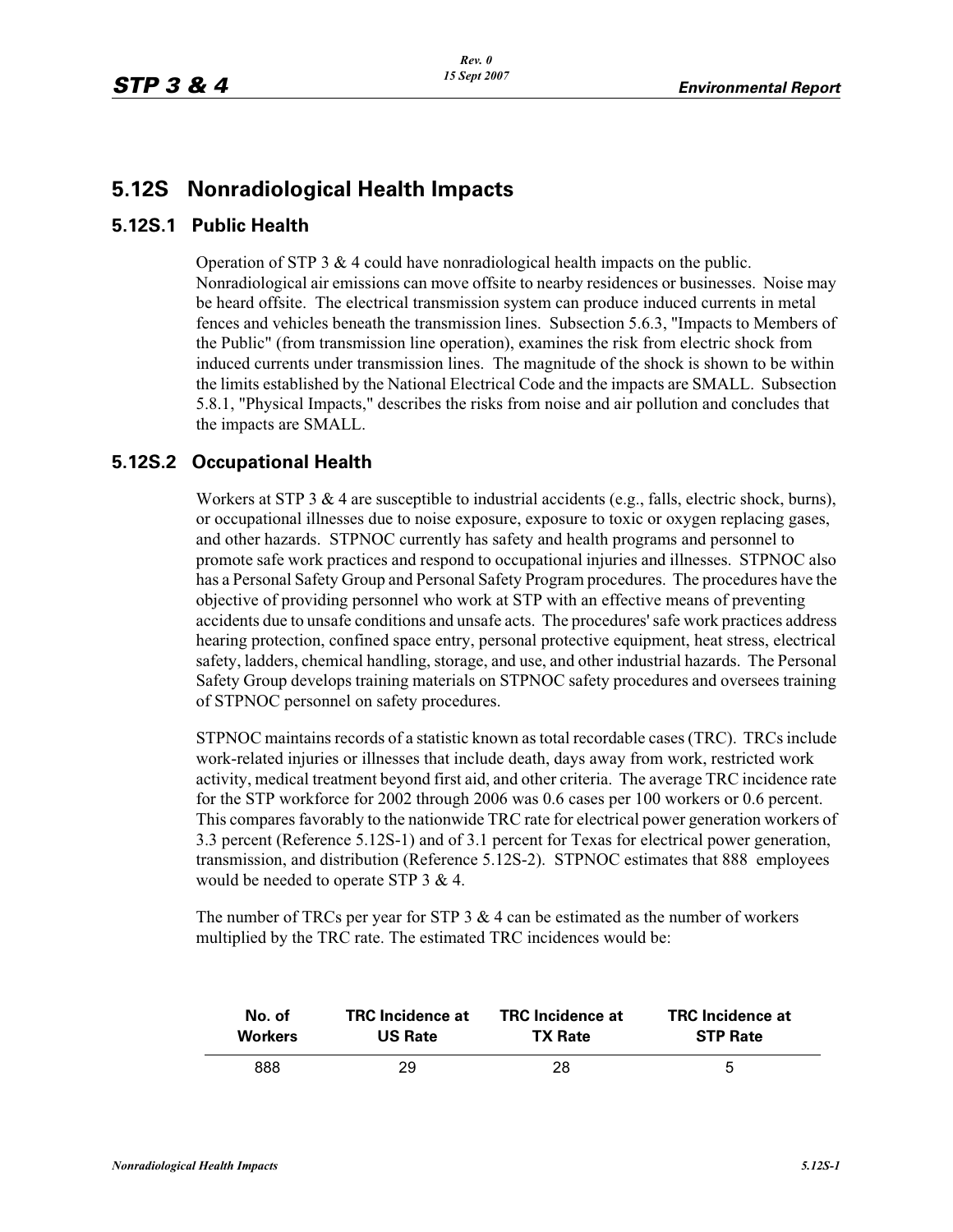# 5.12S Nonradiological Health Impacts

## 5.12S.1 Public Health

Operation of STP 3 & 4 could have nonradiological health impacts on the public. Nonradiological air emissions can move offsite to nearby residences or businesses. Noise may be heard offsite. The electrical transmission system can produce induced currents in metal fences and vehicles beneath the transmission lines. Subsection 5.6.3, "Impacts to Members of the Public" (from transmission line operation), examines the risk from electric shock from induced currents under transmission lines. The magnitude of the shock is shown to be within the limits established by the National Electrical Code and the impacts are SMALL. Subsection 5.8.1, "Physical Impacts," describes the risks from noise and air pollution and concludes that the impacts are SMALL.

## 5.12S.2 Occupational Health

Workers at STP 3 & 4 are susceptible to industrial accidents (e.g., falls, electric shock, burns), or occupational illnesses due to noise exposure, exposure to toxic or oxygen replacing gases, and other hazards. STPNOC currently has safety and health programs and personnel to promote safe work practices and respond to occupational injuries and illnesses. STPNOC also has a Personal Safety Group and Personal Safety Program procedures. The procedures have the objective of providing personnel who work at STP with an effective means of preventing accidents due to unsafe conditions and unsafe acts. The procedures' safe work practices address hearing protection, confined space entry, personal protective equipment, heat stress, electrical safety, ladders, chemical handling, storage, and use, and other industrial hazards. The Personal Safety Group develops training materials on STPNOC safety procedures and oversees training of STPNOC personnel on safety procedures.

STPNOC maintains records of a statistic known as total recordable cases (TRC). TRCs include work-related injuries or illnesses that include death, days away from work, restricted work activity, medical treatment beyond first aid, and other criteria. The average TRC incidence rate for the STP workforce for 2002 through 2006 was 0.6 cases per 100 workers or 0.6 percent. This compares favorably to the nationwide TRC rate for electrical power generation workers of 3.3 percent (Reference 5.12S-1) and of 3.1 percent for Texas for electrical power generation, transmission, and distribution (Reference 5.12S-2). STPNOC estimates that 888 employees would be needed to operate STP 3 & 4.

The number of TRCs per year for STP 3 & 4 can be estimated as the number of workers multiplied by the TRC rate. The estimated TRC incidences would be:

| No. of Workers | TRC Incidence at US Rate | TRC Incidence at TX Rate | TRC Incidence at STP Rate |
|---|---|---|---|
| 888 | 29 | 28 | 5 |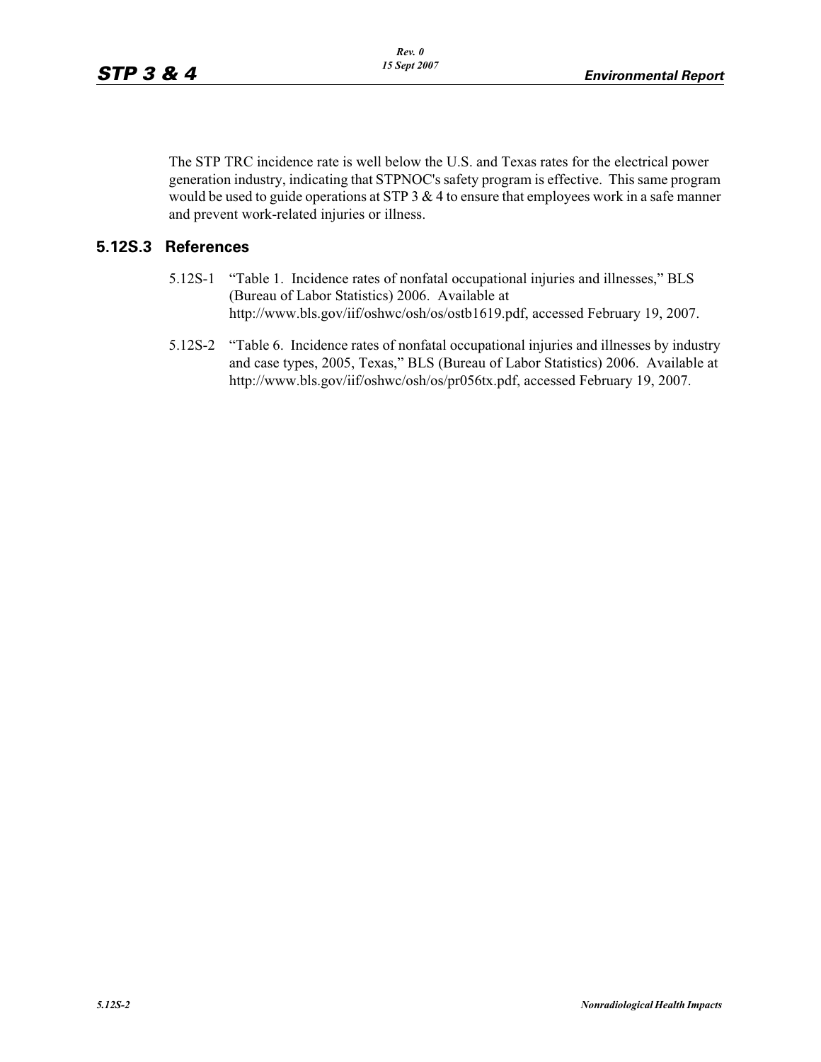The STP TRC incidence rate is well below the U.S. and Texas rates for the electrical power generation industry, indicating that STPNOC's safety program is effective. This same program would be used to guide operations at STP 3 & 4 to ensure that employees work in a safe manner and prevent work-related injuries or illness.

## 5.12S.3 References

5.12S-1 "Table 1. Incidence rates of nonfatal occupational injuries and illnesses," BLS (Bureau of Labor Statistics) 2006. Available at http://www.bls.gov/iif/oshwc/osh/os/ostb1619.pdf, accessed February 19, 2007.

5.12S-2 "Table 6. Incidence rates of nonfatal occupational injuries and illnesses by industry and case types, 2005, Texas," BLS (Bureau of Labor Statistics) 2006. Available at http://www.bls.gov/iif/oshwc/osh/os/pr056tx.pdf, accessed February 19, 2007.